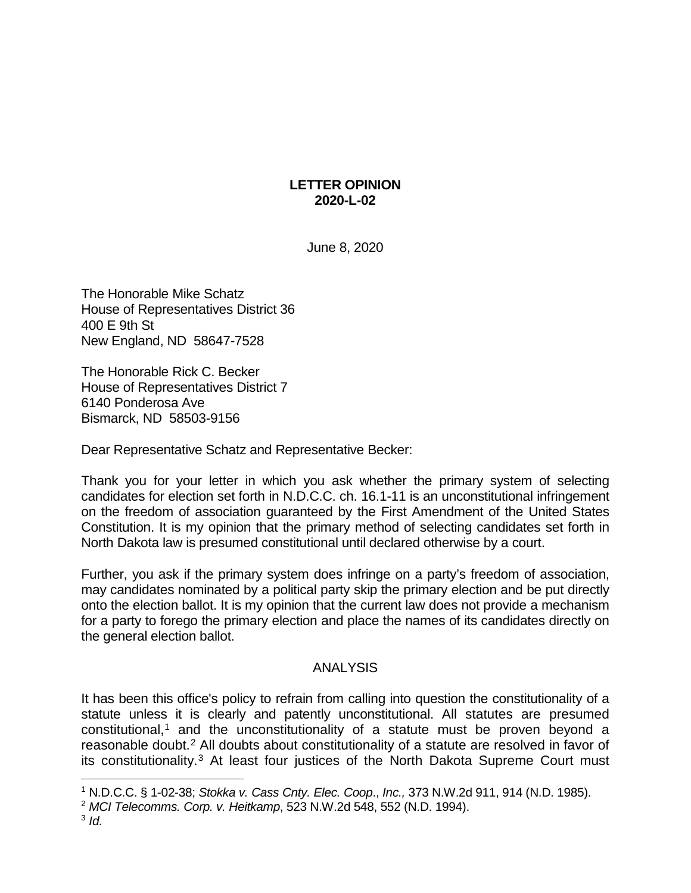**LETTER OPINION**
**2020-L-02**

June 8, 2020

The Honorable Mike Schatz
House of Representatives District 36
400 E 9th St
New England, ND 58647-7528

The Honorable Rick C. Becker
House of Representatives District 7
6140 Ponderosa Ave
Bismarck, ND 58503-9156

Dear Representative Schatz and Representative Becker:

Thank you for your letter in which you ask whether the primary system of selecting candidates for election set forth in N.D.C.C. ch. 16.1-11 is an unconstitutional infringement on the freedom of association guaranteed by the First Amendment of the United States Constitution. It is my opinion that the primary method of selecting candidates set forth in North Dakota law is presumed constitutional until declared otherwise by a court.

Further, you ask if the primary system does infringe on a party's freedom of association, may candidates nominated by a political party skip the primary election and be put directly onto the election ballot. It is my opinion that the current law does not provide a mechanism for a party to forego the primary election and place the names of its candidates directly on the general election ballot.

## ANALYSIS

It has been this office's policy to refrain from calling into question the constitutionality of a statute unless it is clearly and patently unconstitutional. All statutes are presumed constitutional,[1] and the unconstitutionality of a statute must be proven beyond a reasonable doubt.[2] All doubts about constitutionality of a statute are resolved in favor of its constitutionality.[3] At least four justices of the North Dakota Supreme Court must

---

[1] N.D.C.C. § 1-02-38; *Stokka v. Cass Cnty. Elec. Coop., Inc.,* 373 N.W.2d 911, 914 (N.D. 1985).
[2] *MCI Telecomms. Corp. v. Heitkamp*, 523 N.W.2d 548, 552 (N.D. 1994).
[3] *Id.*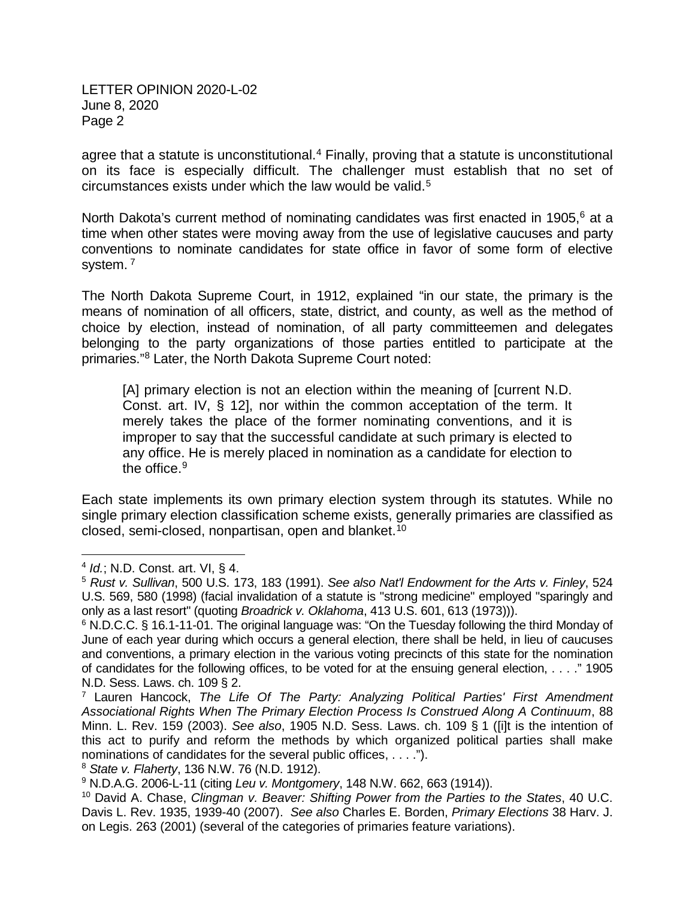agree that a statute is unconstitutional.[4] Finally, proving that a statute is unconstitutional on its face is especially difficult. The challenger must establish that no set of circumstances exists under which the law would be valid.[5]

North Dakota's current method of nominating candidates was first enacted in 1905,[6] at a time when other states were moving away from the use of legislative caucuses and party conventions to nominate candidates for state office in favor of some form of elective system. [7]

The North Dakota Supreme Court, in 1912, explained "in our state, the primary is the means of nomination of all officers, state, district, and county, as well as the method of choice by election, instead of nomination, of all party committeemen and delegates belonging to the party organizations of those parties entitled to participate at the primaries."[8] Later, the North Dakota Supreme Court noted:

> [A] primary election is not an election within the meaning of [current N.D. Const. art. IV, § 12], nor within the common acceptation of the term. It merely takes the place of the former nominating conventions, and it is improper to say that the successful candidate at such primary is elected to any office. He is merely placed in nomination as a candidate for election to the office.[9]

Each state implements its own primary election system through its statutes. While no single primary election classification scheme exists, generally primaries are classified as closed, semi-closed, nonpartisan, open and blanket.[10]

---

[4] *Id.*; N.D. Const. art. VI, § 4.

[5] *Rust v. Sullivan*, 500 U.S. 173, 183 (1991). *See also Nat'l Endowment for the Arts v. Finley*, 524 U.S. 569, 580 (1998) (facial invalidation of a statute is "strong medicine" employed "sparingly and only as a last resort" (quoting *Broadrick v. Oklahoma*, 413 U.S. 601, 613 (1973))).

[6] N.D.C.C. § 16.1-11-01. The original language was: "On the Tuesday following the third Monday of June of each year during which occurs a general election, there shall be held, in lieu of caucuses and conventions, a primary election in the various voting precincts of this state for the nomination of candidates for the following offices, to be voted for at the ensuing general election, . . . ." 1905 N.D. Sess. Laws. ch. 109 § 2.

[7] Lauren Hancock, *The Life Of The Party: Analyzing Political Parties' First Amendment Associational Rights When The Primary Election Process Is Construed Along A Continuum*, 88 Minn. L. Rev. 159 (2003). *See also*, 1905 N.D. Sess. Laws. ch. 109 § 1 ([i]t is the intention of this act to purify and reform the methods by which organized political parties shall make nominations of candidates for the several public offices, . . . .").

[8] *State v. Flaherty*, 136 N.W. 76 (N.D. 1912).

[9] N.D.A.G. 2006-L-11 (citing *Leu v. Montgomery*, 148 N.W. 662, 663 (1914)).

[10] David A. Chase, *Clingman v. Beaver: Shifting Power from the Parties to the States*, 40 U.C. Davis L. Rev. 1935, 1939-40 (2007). *See also* Charles E. Borden, *Primary Elections* 38 Harv. J. on Legis. 263 (2001) (several of the categories of primaries feature variations).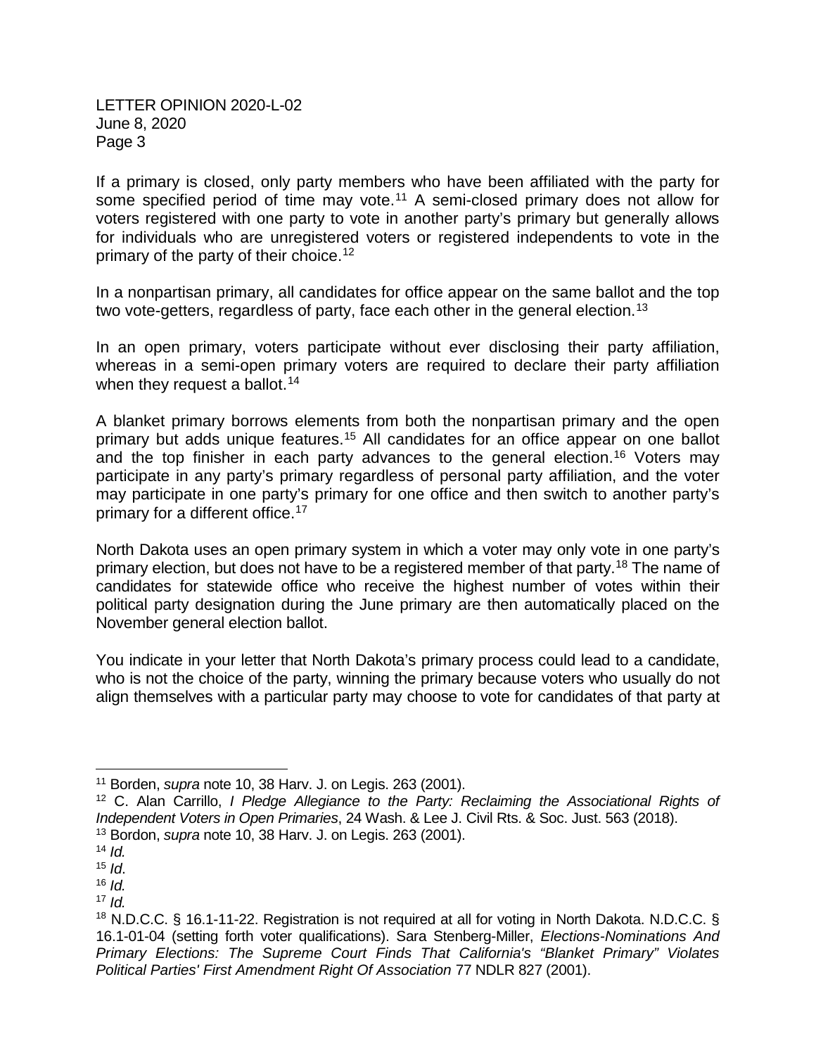If a primary is closed, only party members who have been affiliated with the party for some specified period of time may vote.[11] A semi-closed primary does not allow for voters registered with one party to vote in another party's primary but generally allows for individuals who are unregistered voters or registered independents to vote in the primary of the party of their choice.[12]

In a nonpartisan primary, all candidates for office appear on the same ballot and the top two vote-getters, regardless of party, face each other in the general election.[13]

In an open primary, voters participate without ever disclosing their party affiliation, whereas in a semi-open primary voters are required to declare their party affiliation when they request a ballot.[14]

A blanket primary borrows elements from both the nonpartisan primary and the open primary but adds unique features.[15] All candidates for an office appear on one ballot and the top finisher in each party advances to the general election.[16] Voters may participate in any party's primary regardless of personal party affiliation, and the voter may participate in one party's primary for one office and then switch to another party's primary for a different office.[17]

North Dakota uses an open primary system in which a voter may only vote in one party's primary election, but does not have to be a registered member of that party.[18] The name of candidates for statewide office who receive the highest number of votes within their political party designation during the June primary are then automatically placed on the November general election ballot.

You indicate in your letter that North Dakota's primary process could lead to a candidate, who is not the choice of the party, winning the primary because voters who usually do not align themselves with a particular party may choose to vote for candidates of that party at

---

[11] Borden, *supra* note 10, 38 Harv. J. on Legis. 263 (2001).

[12] C. Alan Carrillo, *I Pledge Allegiance to the Party: Reclaiming the Associational Rights of Independent Voters in Open Primaries*, 24 Wash. & Lee J. Civil Rts. & Soc. Just. 563 (2018).

[13] Bordon, *supra* note 10, 38 Harv. J. on Legis. 263 (2001).

[14] *Id.*

[15] *Id.*

[16] *Id.*

[17] *Id.*

[18] N.D.C.C. § 16.1-11-22. Registration is not required at all for voting in North Dakota. N.D.C.C. § 16.1-01-04 (setting forth voter qualifications). Sara Stenberg-Miller, *Elections-Nominations And Primary Elections: The Supreme Court Finds That California's "Blanket Primary" Violates Political Parties' First Amendment Right Of Association* 77 NDLR 827 (2001).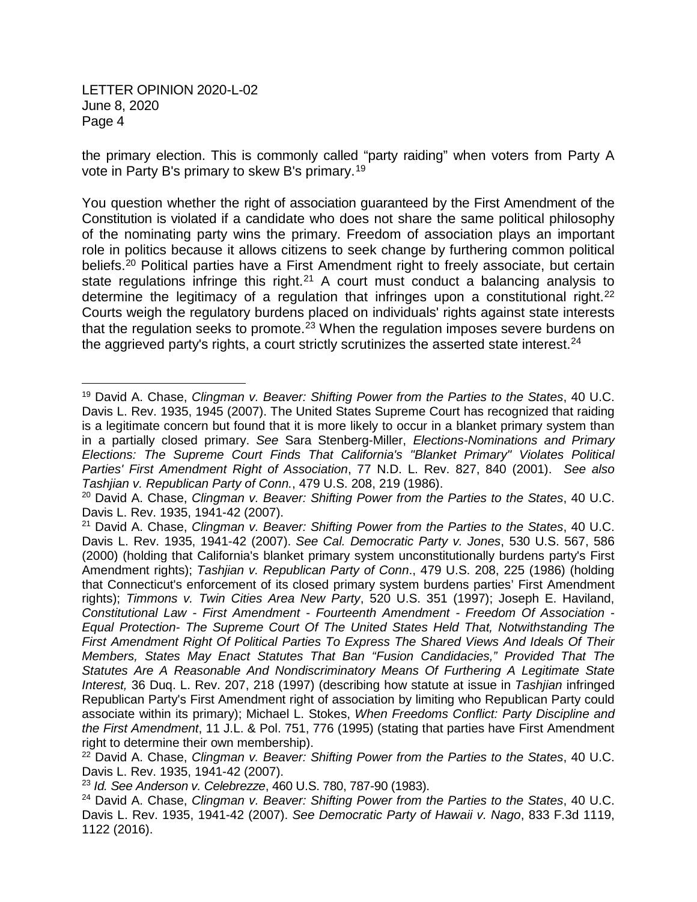the primary election. This is commonly called "party raiding" when voters from Party A vote in Party B's primary to skew B's primary.[19]

You question whether the right of association guaranteed by the First Amendment of the Constitution is violated if a candidate who does not share the same political philosophy of the nominating party wins the primary. Freedom of association plays an important role in politics because it allows citizens to seek change by furthering common political beliefs.[20] Political parties have a First Amendment right to freely associate, but certain state regulations infringe this right.[21] A court must conduct a balancing analysis to determine the legitimacy of a regulation that infringes upon a constitutional right.[22] Courts weigh the regulatory burdens placed on individuals' rights against state interests that the regulation seeks to promote.[23] When the regulation imposes severe burdens on the aggrieved party's rights, a court strictly scrutinizes the asserted state interest.[24]

---

[19] David A. Chase, *Clingman v. Beaver: Shifting Power from the Parties to the States*, 40 U.C. Davis L. Rev. 1935, 1945 (2007). The United States Supreme Court has recognized that raiding is a legitimate concern but found that it is more likely to occur in a blanket primary system than in a partially closed primary. *See* Sara Stenberg-Miller, *Elections-Nominations and Primary Elections: The Supreme Court Finds That California's "Blanket Primary" Violates Political Parties' First Amendment Right of Association*, 77 N.D. L. Rev. 827, 840 (2001). *See also Tashjian v. Republican Party of Conn.*, 479 U.S. 208, 219 (1986).

[20] David A. Chase, *Clingman v. Beaver: Shifting Power from the Parties to the States*, 40 U.C. Davis L. Rev. 1935, 1941-42 (2007).

[21] David A. Chase, *Clingman v. Beaver: Shifting Power from the Parties to the States*, 40 U.C. Davis L. Rev. 1935, 1941-42 (2007). *See Cal. Democratic Party v. Jones*, 530 U.S. 567, 586 (2000) (holding that California's blanket primary system unconstitutionally burdens party's First Amendment rights); *Tashjian v. Republican Party of Conn*., 479 U.S. 208, 225 (1986) (holding that Connecticut's enforcement of its closed primary system burdens parties' First Amendment rights); *Timmons v. Twin Cities Area New Party*, 520 U.S. 351 (1997); Joseph E. Haviland, *Constitutional Law - First Amendment - Fourteenth Amendment - Freedom Of Association - Equal Protection- The Supreme Court Of The United States Held That, Notwithstanding The First Amendment Right Of Political Parties To Express The Shared Views And Ideals Of Their Members, States May Enact Statutes That Ban "Fusion Candidacies," Provided That The Statutes Are A Reasonable And Nondiscriminatory Means Of Furthering A Legitimate State Interest,* 36 Duq. L. Rev. 207, 218 (1997) (describing how statute at issue in *Tashjian* infringed Republican Party's First Amendment right of association by limiting who Republican Party could associate within its primary); Michael L. Stokes, *When Freedoms Conflict: Party Discipline and the First Amendment*, 11 J.L. & Pol. 751, 776 (1995) (stating that parties have First Amendment right to determine their own membership).

[22] David A. Chase, *Clingman v. Beaver: Shifting Power from the Parties to the States*, 40 U.C. Davis L. Rev. 1935, 1941-42 (2007).

[23] *Id. See Anderson v. Celebrezze*, 460 U.S. 780, 787-90 (1983).

[24] David A. Chase, *Clingman v. Beaver: Shifting Power from the Parties to the States*, 40 U.C. Davis L. Rev. 1935, 1941-42 (2007). *See Democratic Party of Hawaii v. Nago*, 833 F.3d 1119, 1122 (2016).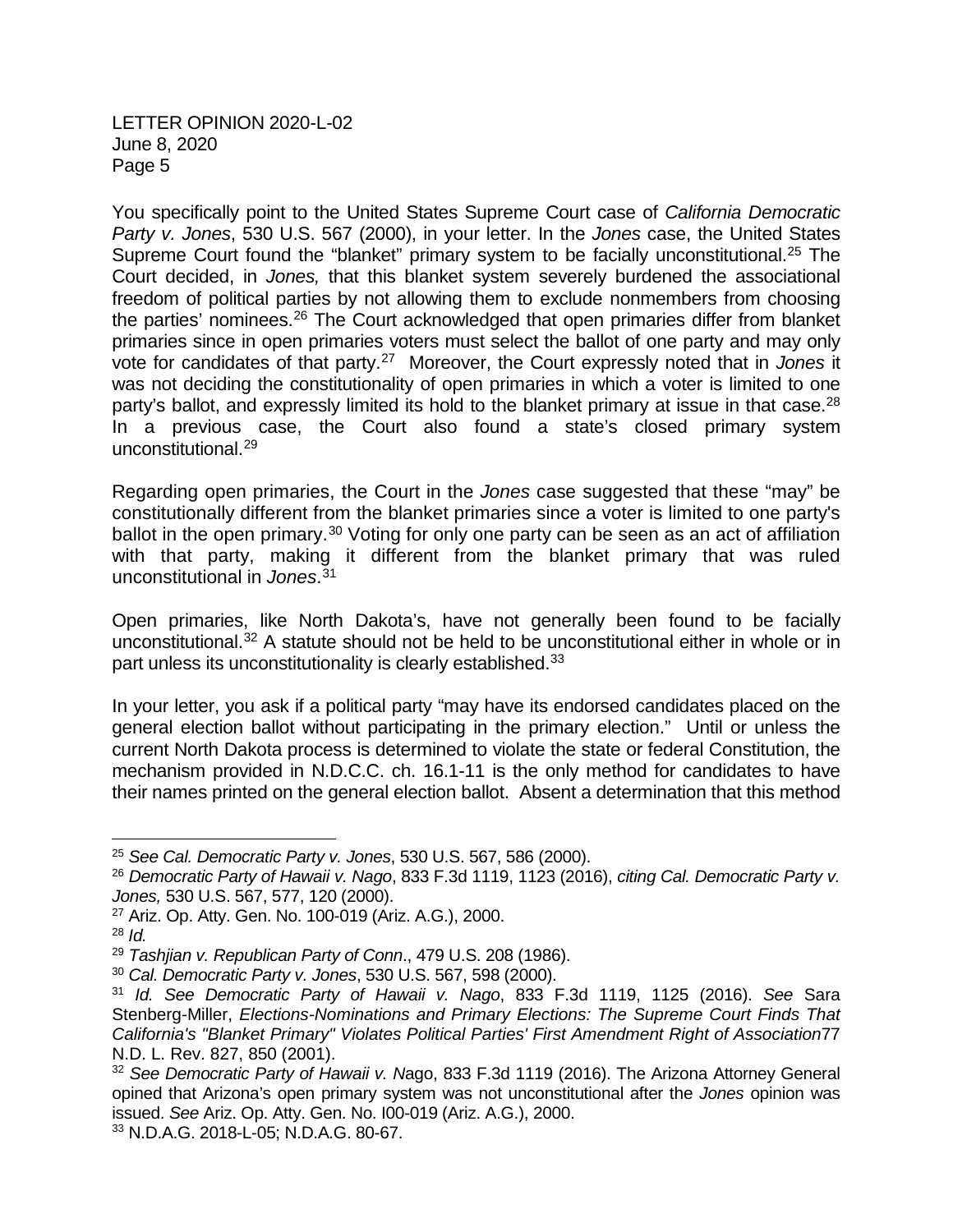You specifically point to the United States Supreme Court case of *California Democratic Party v. Jones*, 530 U.S. 567 (2000), in your letter. In the *Jones* case, the United States Supreme Court found the "blanket" primary system to be facially unconstitutional.[25] The Court decided, in *Jones,* that this blanket system severely burdened the associational freedom of political parties by not allowing them to exclude nonmembers from choosing the parties' nominees.[26] The Court acknowledged that open primaries differ from blanket primaries since in open primaries voters must select the ballot of one party and may only vote for candidates of that party.[27] Moreover, the Court expressly noted that in *Jones* it was not deciding the constitutionality of open primaries in which a voter is limited to one party's ballot, and expressly limited its hold to the blanket primary at issue in that case.[28] In a previous case, the Court also found a state's closed primary system unconstitutional.[29]

Regarding open primaries, the Court in the *Jones* case suggested that these "may" be constitutionally different from the blanket primaries since a voter is limited to one party's ballot in the open primary.[30] Voting for only one party can be seen as an act of affiliation with that party, making it different from the blanket primary that was ruled unconstitutional in *Jones*.[31]

Open primaries, like North Dakota's, have not generally been found to be facially unconstitutional.[32] A statute should not be held to be unconstitutional either in whole or in part unless its unconstitutionality is clearly established.[33]

In your letter, you ask if a political party "may have its endorsed candidates placed on the general election ballot without participating in the primary election." Until or unless the current North Dakota process is determined to violate the state or federal Constitution, the mechanism provided in N.D.C.C. ch. 16.1-11 is the only method for candidates to have their names printed on the general election ballot. Absent a determination that this method

---

[25] *See Cal. Democratic Party v. Jones*, 530 U.S. 567, 586 (2000).

[26] *Democratic Party of Hawaii v. Nago*, 833 F.3d 1119, 1123 (2016), *citing Cal. Democratic Party v. Jones,* 530 U.S. 567, 577, 120 (2000).

[27] Ariz. Op. Atty. Gen. No. 100-019 (Ariz. A.G.), 2000.

[28] *Id.*

[29] *Tashjian v. Republican Party of Conn*., 479 U.S. 208 (1986).

[30] *Cal. Democratic Party v. Jones*, 530 U.S. 567, 598 (2000).

[31] *Id. See Democratic Party of Hawaii v. Nago*, 833 F.3d 1119, 1125 (2016). *See* Sara Stenberg-Miller, *Elections-Nominations and Primary Elections: The Supreme Court Finds That California's "Blanket Primary" Violates Political Parties' First Amendment Right of Association*77 N.D. L. Rev. 827, 850 (2001).

[32] *See Democratic Party of Hawaii v. N*ago, 833 F.3d 1119 (2016). The Arizona Attorney General opined that Arizona's open primary system was not unconstitutional after the *Jones* opinion was issued. *See* Ariz. Op. Atty. Gen. No. I00-019 (Ariz. A.G.), 2000.

[33] N.D.A.G. 2018-L-05; N.D.A.G. 80-67.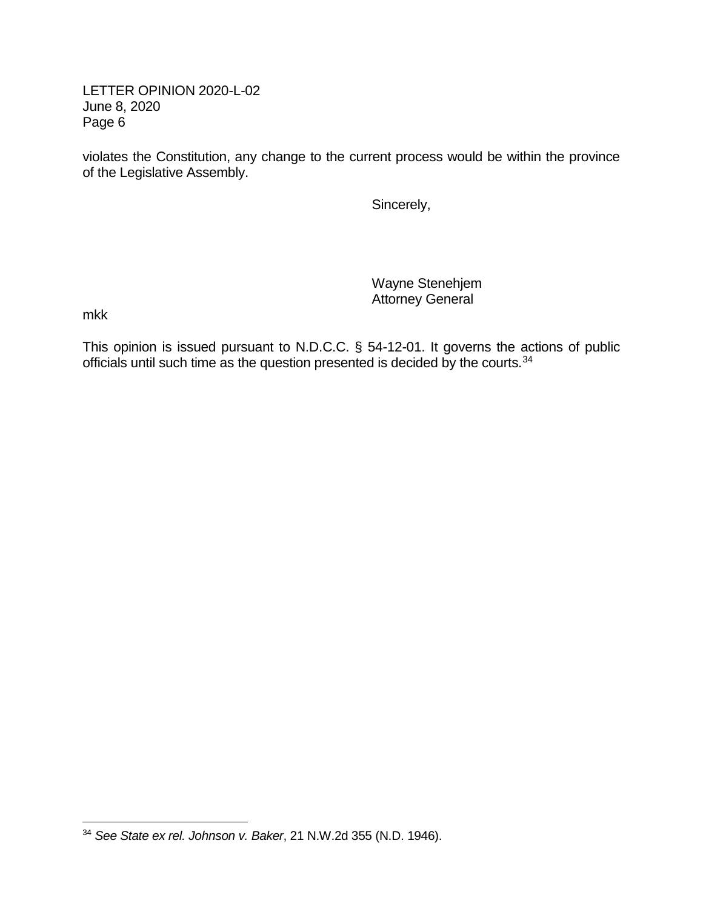violates the Constitution, any change to the current process would be within the province of the Legislative Assembly.

Sincerely,

Wayne Stenehjem
Attorney General

mkk

This opinion is issued pursuant to N.D.C.C. § 54-12-01. It governs the actions of public officials until such time as the question presented is decided by the courts.[34]

---

[34] *See State ex rel. Johnson v. Baker*, 21 N.W.2d 355 (N.D. 1946).